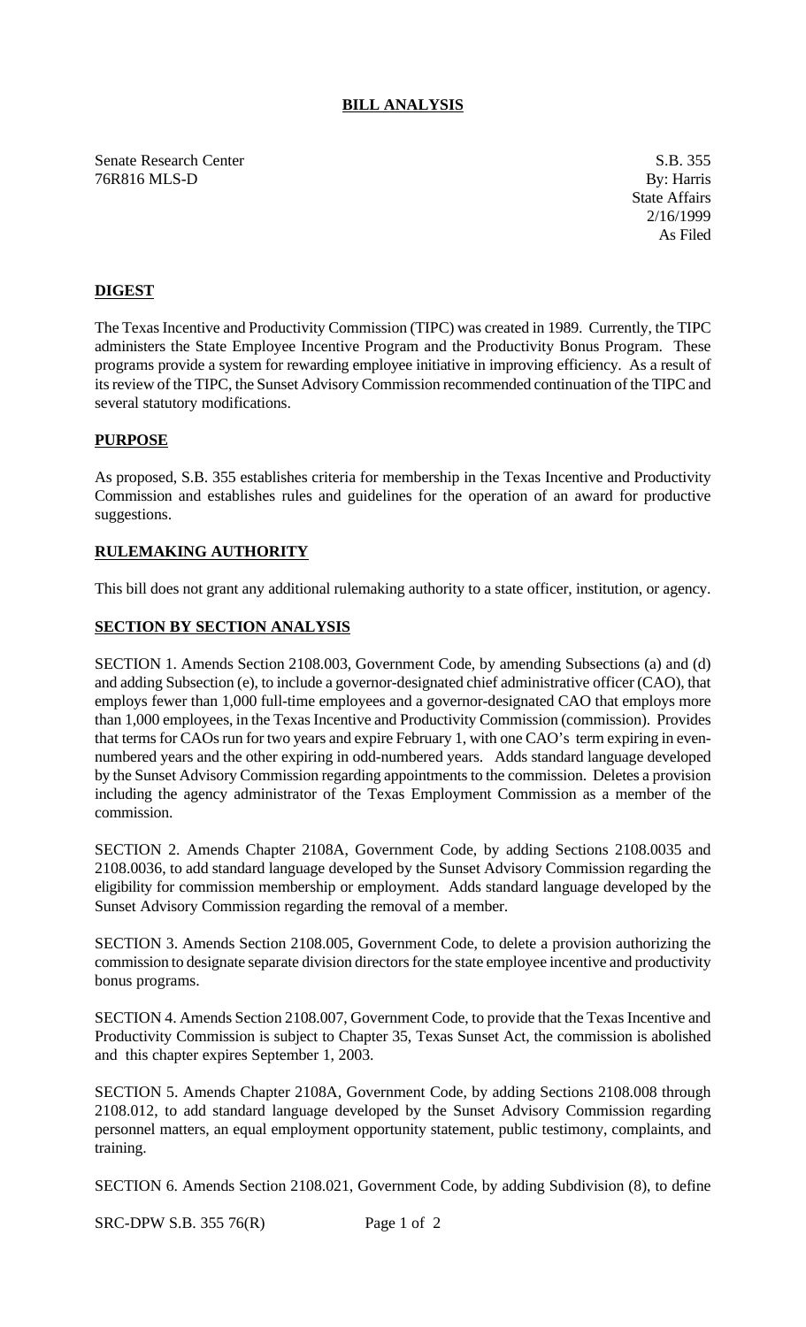# BILL ANALYSIS

Senate Research Center
76R816 MLS-D

S.B. 355
By: Harris
State Affairs
2/16/1999
As Filed

## DIGEST

The Texas Incentive and Productivity Commission (TIPC) was created in 1989. Currently, the TIPC administers the State Employee Incentive Program and the Productivity Bonus Program. These programs provide a system for rewarding employee initiative in improving efficiency. As a result of its review of the TIPC, the Sunset Advisory Commission recommended continuation of the TIPC and several statutory modifications.

## PURPOSE

As proposed, S.B. 355 establishes criteria for membership in the Texas Incentive and Productivity Commission and establishes rules and guidelines for the operation of an award for productive suggestions.

## RULEMAKING AUTHORITY

This bill does not grant any additional rulemaking authority to a state officer, institution, or agency.

## SECTION BY SECTION ANALYSIS

SECTION 1. Amends Section 2108.003, Government Code, by amending Subsections (a) and (d) and adding Subsection (e), to include a governor-designated chief administrative officer (CAO), that employs fewer than 1,000 full-time employees and a governor-designated CAO that employs more than 1,000 employees, in the Texas Incentive and Productivity Commission (commission). Provides that terms for CAOs run for two years and expire February 1, with one CAO's term expiring in even-numbered years and the other expiring in odd-numbered years. Adds standard language developed by the Sunset Advisory Commission regarding appointments to the commission. Deletes a provision including the agency administrator of the Texas Employment Commission as a member of the commission.

SECTION 2. Amends Chapter 2108A, Government Code, by adding Sections 2108.0035 and 2108.0036, to add standard language developed by the Sunset Advisory Commission regarding the eligibility for commission membership or employment. Adds standard language developed by the Sunset Advisory Commission regarding the removal of a member.

SECTION 3. Amends Section 2108.005, Government Code, to delete a provision authorizing the commission to designate separate division directors for the state employee incentive and productivity bonus programs.

SECTION 4. Amends Section 2108.007, Government Code, to provide that the Texas Incentive and Productivity Commission is subject to Chapter 35, Texas Sunset Act, the commission is abolished and this chapter expires September 1, 2003.

SECTION 5. Amends Chapter 2108A, Government Code, by adding Sections 2108.008 through 2108.012, to add standard language developed by the Sunset Advisory Commission regarding personnel matters, an equal employment opportunity statement, public testimony, complaints, and training.

SECTION 6. Amends Section 2108.021, Government Code, by adding Subdivision (8), to define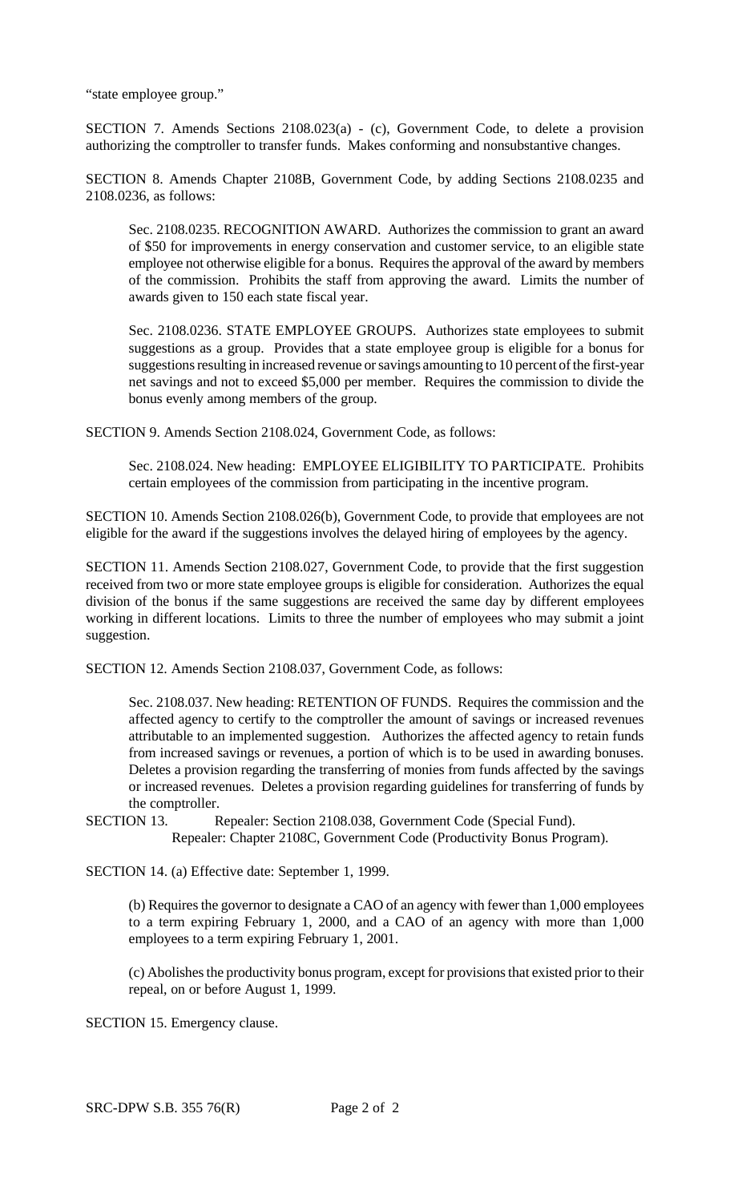"state employee group."

SECTION 7. Amends Sections 2108.023(a) - (c), Government Code, to delete a provision authorizing the comptroller to transfer funds. Makes conforming and nonsubstantive changes.

SECTION 8. Amends Chapter 2108B, Government Code, by adding Sections 2108.0235 and 2108.0236, as follows:

> Sec. 2108.0235. RECOGNITION AWARD. Authorizes the commission to grant an award of $50 for improvements in energy conservation and customer service, to an eligible state employee not otherwise eligible for a bonus. Requires the approval of the award by members of the commission. Prohibits the staff from approving the award. Limits the number of awards given to 150 each state fiscal year.
>
> Sec. 2108.0236. STATE EMPLOYEE GROUPS. Authorizes state employees to submit suggestions as a group. Provides that a state employee group is eligible for a bonus for suggestions resulting in increased revenue or savings amounting to 10 percent of the first-year net savings and not to exceed $5,000 per member. Requires the commission to divide the bonus evenly among members of the group.

SECTION 9. Amends Section 2108.024, Government Code, as follows:

> Sec. 2108.024. New heading: EMPLOYEE ELIGIBILITY TO PARTICIPATE. Prohibits certain employees of the commission from participating in the incentive program.

SECTION 10. Amends Section 2108.026(b), Government Code, to provide that employees are not eligible for the award if the suggestions involves the delayed hiring of employees by the agency.

SECTION 11. Amends Section 2108.027, Government Code, to provide that the first suggestion received from two or more state employee groups is eligible for consideration. Authorizes the equal division of the bonus if the same suggestions are received the same day by different employees working in different locations. Limits to three the number of employees who may submit a joint suggestion.

SECTION 12. Amends Section 2108.037, Government Code, as follows:

> Sec. 2108.037. New heading: RETENTION OF FUNDS. Requires the commission and the affected agency to certify to the comptroller the amount of savings or increased revenues attributable to an implemented suggestion. Authorizes the affected agency to retain funds from increased savings or revenues, a portion of which is to be used in awarding bonuses. Deletes a provision regarding the transferring of monies from funds affected by the savings or increased revenues. Deletes a provision regarding guidelines for transferring of funds by the comptroller.

SECTION 13. Repealer: Section 2108.038, Government Code (Special Fund).
Repealer: Chapter 2108C, Government Code (Productivity Bonus Program).

SECTION 14. (a) Effective date: September 1, 1999.

> (b) Requires the governor to designate a CAO of an agency with fewer than 1,000 employees to a term expiring February 1, 2000, and a CAO of an agency with more than 1,000 employees to a term expiring February 1, 2001.
>
> (c) Abolishes the productivity bonus program, except for provisions that existed prior to their repeal, on or before August 1, 1999.

SECTION 15. Emergency clause.

SRC-DPW S.B. 355 76(R)